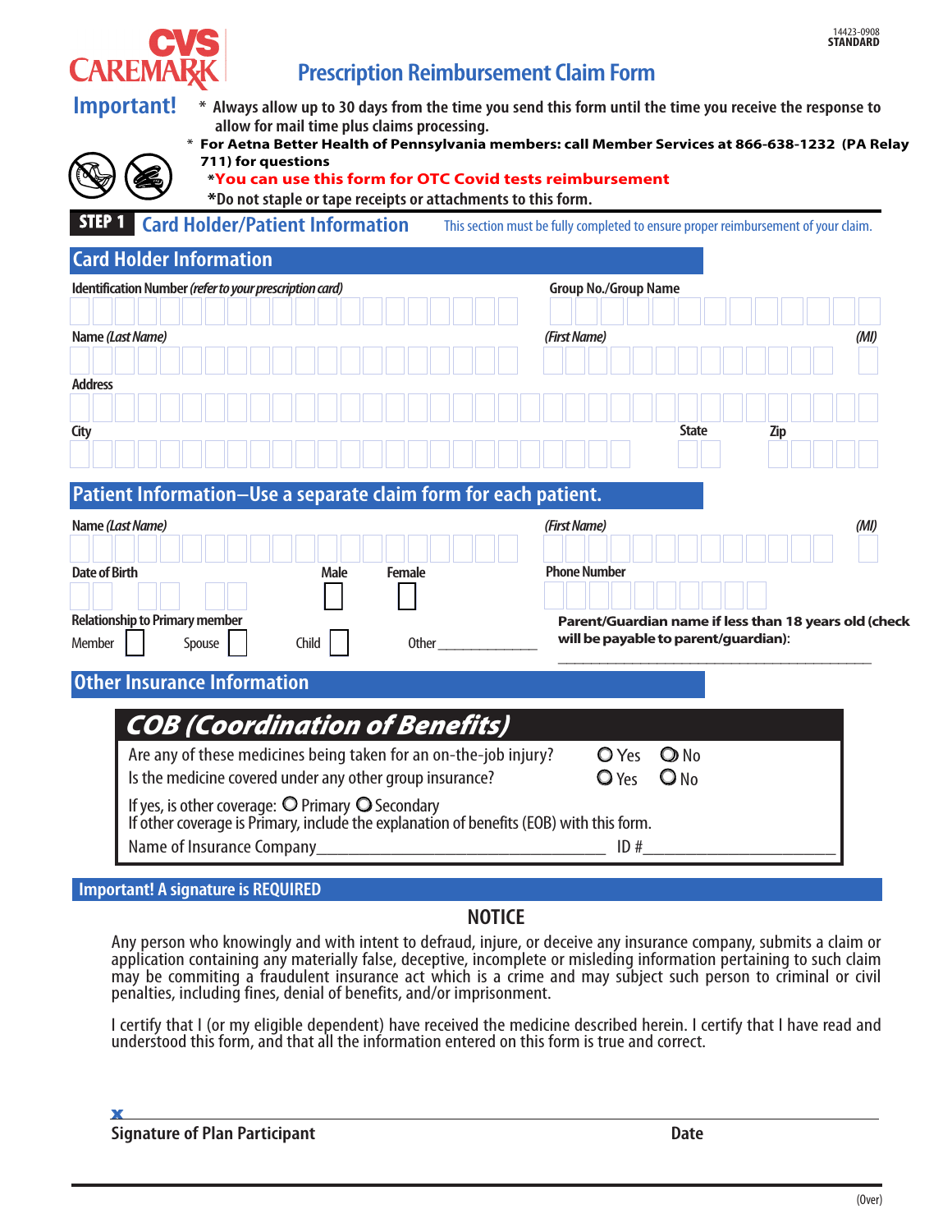CVS CAREMARK

14423-0908
STANDARD

# Prescription Reimbursement Claim Form

**Important!**

- \* Always allow up to 30 days from the time you send this form until the time you receive the response to allow for mail time plus claims processing.
- \* **For Aetna Better Health of Pennsylvania members: call Member Services at 866-638-1232 (PA Relay 711) for questions**
- \***You can use this form for OTC Covid tests reimbursement**
- \*Do not staple or tape receipts or attachments to this form.

## STEP 1 Card Holder/Patient Information

This section must be fully completed to ensure proper reimbursement of your claim.

### Card Holder Information

Identification Number *(refer to your prescription card)*

Group No./Group Name

Name *(Last Name)* *(First Name)* *(MI)*

Address

City State Zip

### Patient Information–Use a separate claim form for each patient.

Name *(Last Name)* *(First Name)* *(MI)*

Date of Birth Male ☐ Female ☐

Phone Number

Relationship to Primary member

Member ☐ Spouse ☐ Child ☐ Other______________

**Parent/Guardian name if less than 18 years old (check will be payable to parent/guardian):**

_____________________________________________

### Other Insurance Information

**COB (Coordination of Benefits)**

Are any of these medicines being taken for an on-the-job injury? ○ Yes ○ No

Is the medicine covered under any other group insurance? ○ Yes ○ No

If yes, is other coverage: ○ Primary ○ Secondary

If other coverage is Primary, include the explanation of benefits (EOB) with this form.

Name of Insurance Company_________________________________ ID #______________________

### Important! A signature is REQUIRED

**NOTICE**

Any person who knowingly and with intent to defraud, injure, or deceive any insurance company, submits a claim or application containing any materially false, deceptive, incomplete or misleding information pertaining to such claim may be commiting a fraudulent insurance act which is a crime and may subject such person to criminal or civil penalties, including fines, denial of benefits, and/or imprisonment.

I certify that I (or my eligible dependent) have received the medicine described herein. I certify that I have read and understood this form, and that all the information entered on this form is true and correct.

x

**Signature of Plan Participant** **Date**

(Over)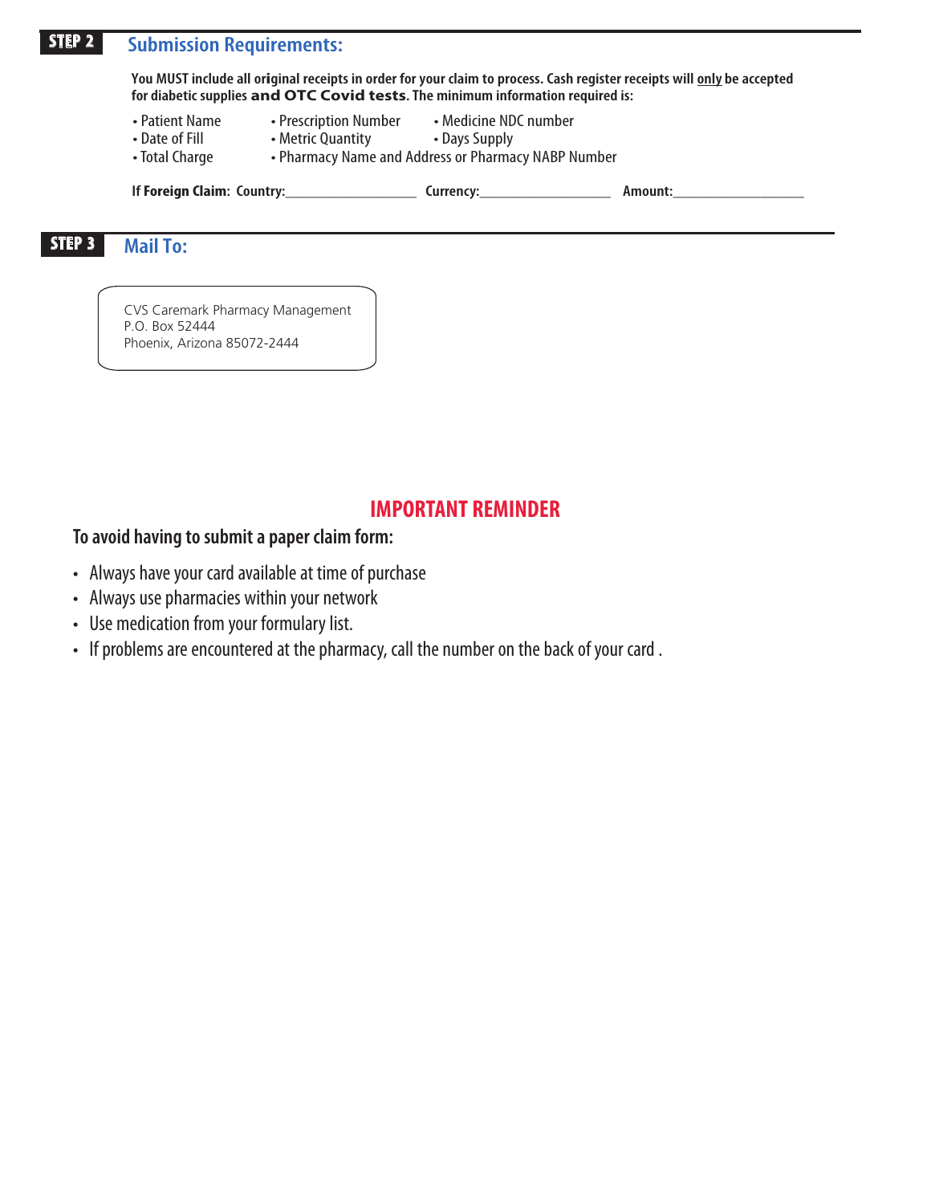## STEP 2 Submission Requirements:

**You MUST include all original receipts in order for your claim to process. Cash register receipts will only be accepted for diabetic supplies and OTC Covid tests. The minimum information required is:**

- Patient Name
- Date of Fill
- Total Charge
- Prescription Number
- Metric Quantity
- Pharmacy Name and Address or Pharmacy NABP Number
- Medicine NDC number
- Days Supply

**If Foreign Claim: Country:**___________________ **Currency:**___________________ **Amount:**___________________

## STEP 3 Mail To:

CVS Caremark Pharmacy Management
P.O. Box 52444
Phoenix, Arizona 85072-2444

## IMPORTANT REMINDER

**To avoid having to submit a paper claim form:**

- Always have your card available at time of purchase
- Always use pharmacies within your network
- Use medication from your formulary list.
- If problems are encountered at the pharmacy, call the number on the back of your card .